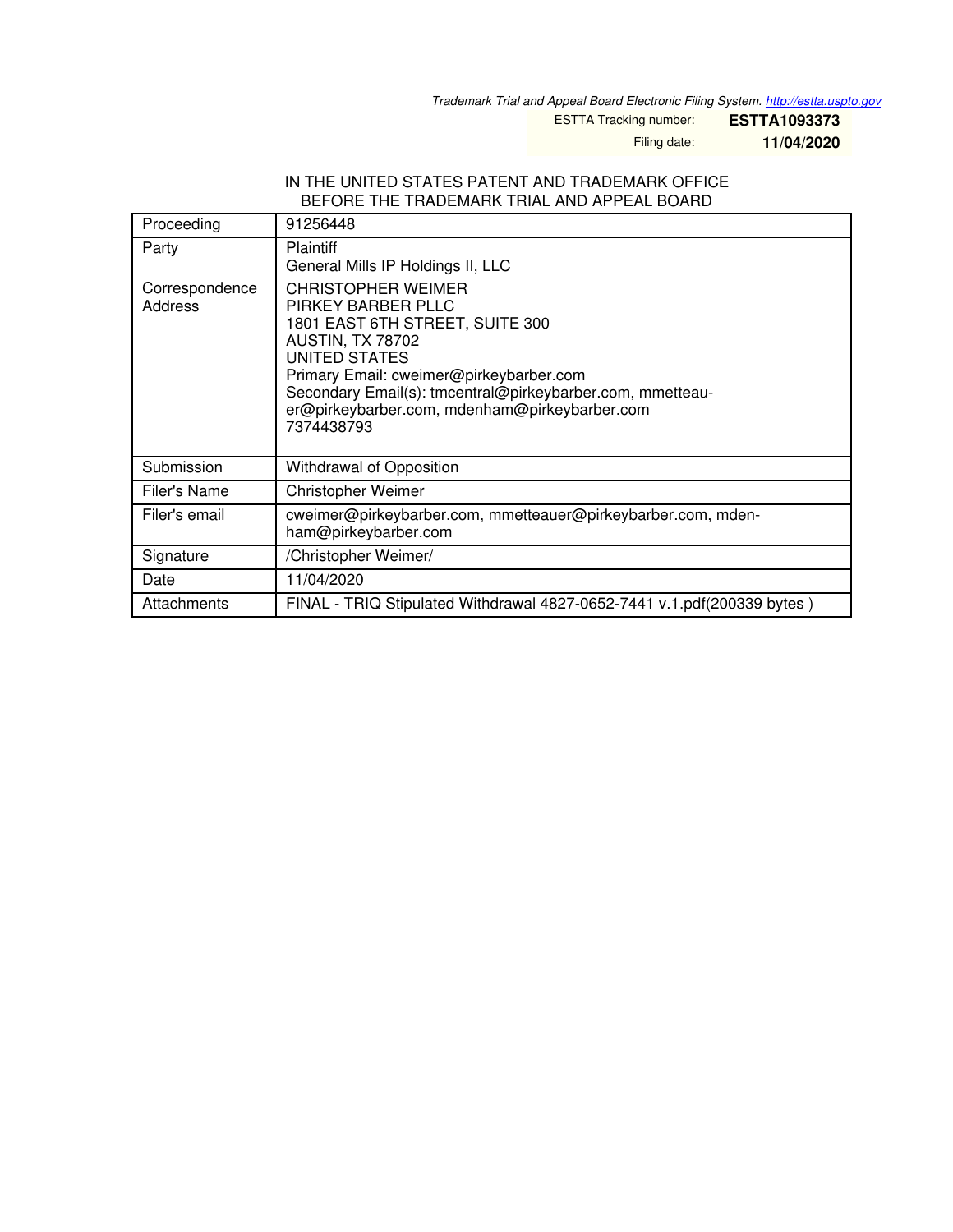*Trademark Trial and Appeal Board Electronic Filing System. http://estta.uspto.gov*

| | |
|---|---|
| ESTTA Tracking number: | **ESTTA1093373** |
| Filing date: | **11/04/2020** |

IN THE UNITED STATES PATENT AND TRADEMARK OFFICE
BEFORE THE TRADEMARK TRIAL AND APPEAL BOARD

| | |
|---|---|
| Proceeding | 91256448 |
| Party | Plaintiff<br>General Mills IP Holdings II, LLC |
| Correspondence Address | CHRISTOPHER WEIMER<br>PIRKEY BARBER PLLC<br>1801 EAST 6TH STREET, SUITE 300<br>AUSTIN, TX 78702<br>UNITED STATES<br>Primary Email: cweimer@pirkeybarber.com<br>Secondary Email(s): tmcentral@pirkeybarber.com, mmetteauer@pirkeybarber.com, mdenham@pirkeybarber.com<br>7374438793 |
| Submission | Withdrawal of Opposition |
| Filer's Name | Christopher Weimer |
| Filer's email | cweimer@pirkeybarber.com, mmetteauer@pirkeybarber.com, mdenham@pirkeybarber.com |
| Signature | /Christopher Weimer/ |
| Date | 11/04/2020 |
| Attachments | FINAL - TRIQ Stipulated Withdrawal 4827-0652-7441 v.1.pdf(200339 bytes ) |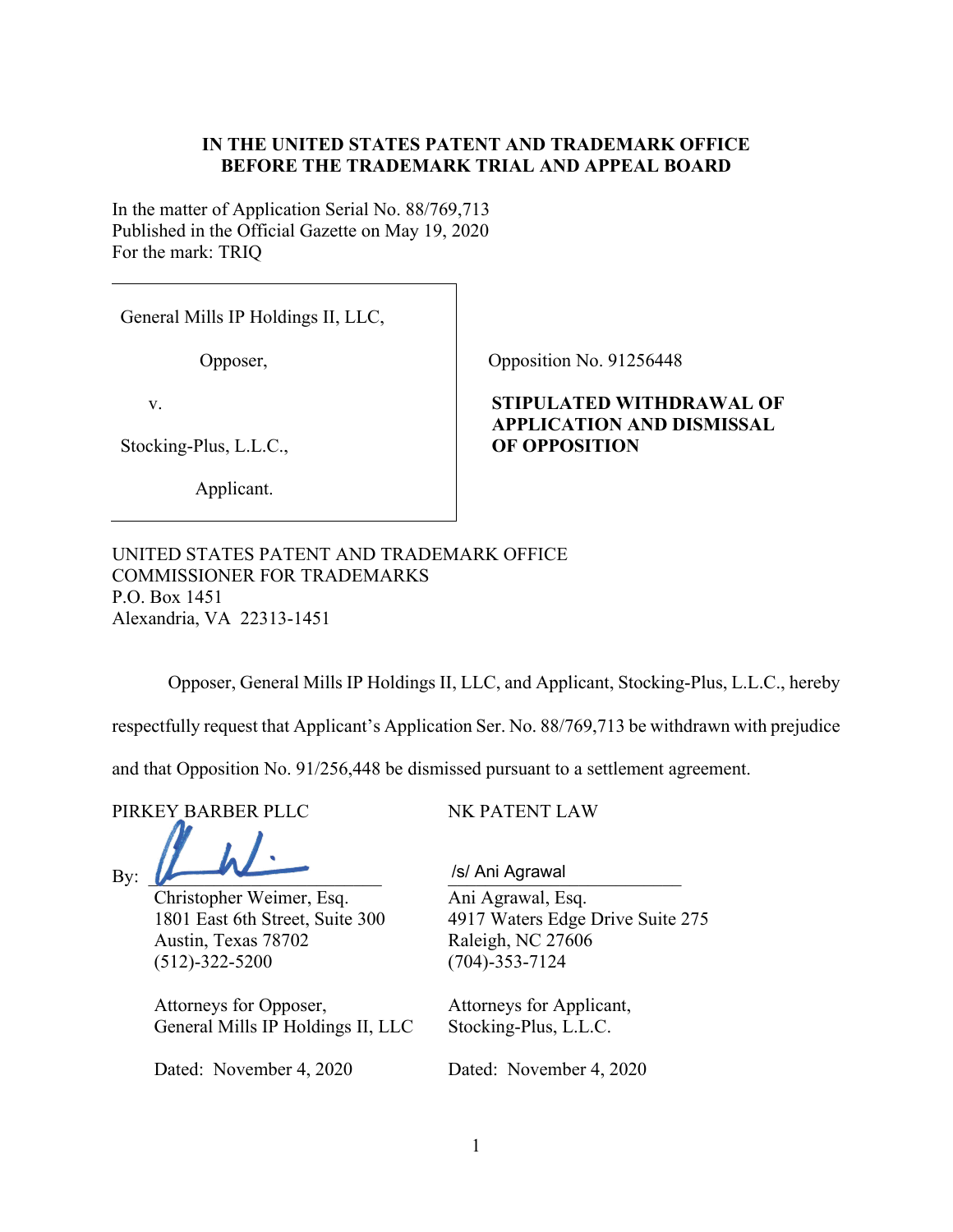**IN THE UNITED STATES PATENT AND TRADEMARK OFFICE**
**BEFORE THE TRADEMARK TRIAL AND APPEAL BOARD**

In the matter of Application Serial No. 88/769,713
Published in the Official Gazette on May 19, 2020
For the mark: TRIQ

| | |
|---|---|
| General Mills IP Holdings II, LLC,<br><br>Opposer,<br><br>v.<br><br>Stocking-Plus, L.L.C.,<br><br>Applicant. | Opposition No. 91256448<br><br>**STIPULATED WITHDRAWAL OF APPLICATION AND DISMISSAL OF OPPOSITION** |

UNITED STATES PATENT AND TRADEMARK OFFICE
COMMISSIONER FOR TRADEMARKS
P.O. Box 1451
Alexandria, VA 22313-1451

Opposer, General Mills IP Holdings II, LLC, and Applicant, Stocking-Plus, L.L.C., hereby respectfully request that Applicant's Application Ser. No. 88/769,713 be withdrawn with prejudice and that Opposition No. 91/256,448 be dismissed pursuant to a settlement agreement.

PIRKEY BARBER PLLC

By: ______________________
Christopher Weimer, Esq.
1801 East 6th Street, Suite 300
Austin, Texas 78702
(512)-322-5200

Attorneys for Opposer,
General Mills IP Holdings II, LLC

Dated: November 4, 2020

NK PATENT LAW

/s/ Ani Agrawal
Ani Agrawal, Esq.
4917 Waters Edge Drive Suite 275
Raleigh, NC 27606
(704)-353-7124

Attorneys for Applicant,
Stocking-Plus, L.L.C.

Dated: November 4, 2020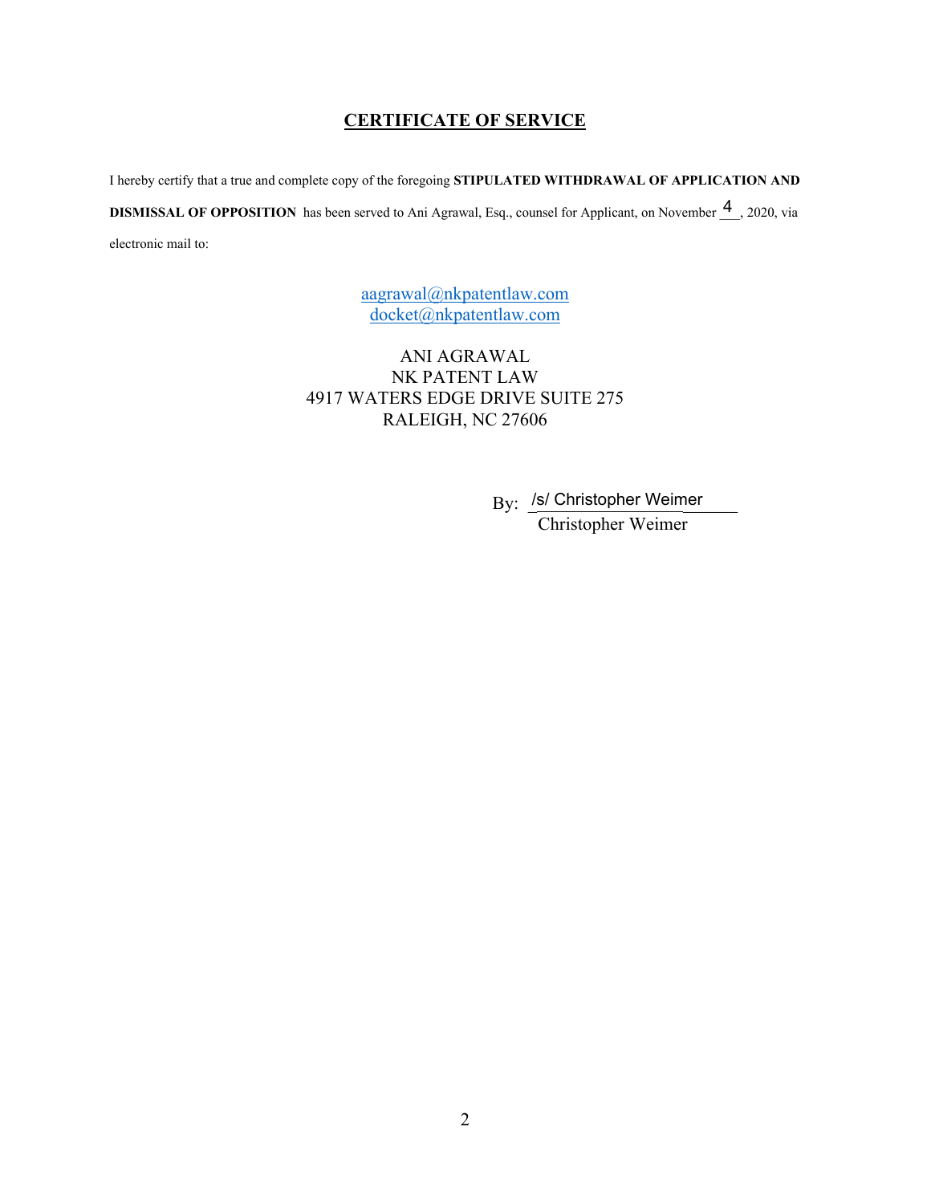## CERTIFICATE OF SERVICE

I hereby certify that a true and complete copy of the foregoing **STIPULATED WITHDRAWAL OF APPLICATION AND DISMISSAL OF OPPOSITION** has been served to Ani Agrawal, Esq., counsel for Applicant, on November 4, 2020, via electronic mail to:

aagrawal@nkpatentlaw.com
docket@nkpatentlaw.com

ANI AGRAWAL
NK PATENT LAW
4917 WATERS EDGE DRIVE SUITE 275
RALEIGH, NC 27606

By: /s/ Christopher Weimer
Christopher Weimer